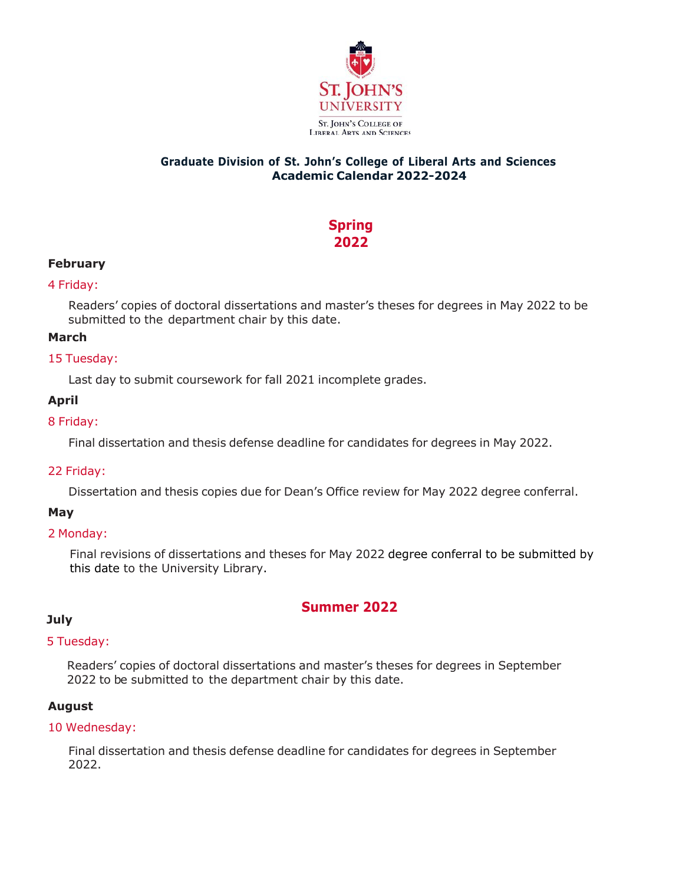St. John's University

St. John's College of Liberal Arts and Sciences

**Graduate Division of St. John's College of Liberal Arts and Sciences**
**Academic Calendar 2022-2024**

## Spring 2022

### February

4 Friday:

Readers' copies of doctoral dissertations and master's theses for degrees in May 2022 to be submitted to the department chair by this date.

### March

15 Tuesday:

Last day to submit coursework for fall 2021 incomplete grades.

### April

8 Friday:

Final dissertation and thesis defense deadline for candidates for degrees in May 2022.

22 Friday:

Dissertation and thesis copies due for Dean's Office review for May 2022 degree conferral.

### May

2 Monday:

Final revisions of dissertations and theses for May 2022 degree conferral to be submitted by this date to the University Library.

## Summer 2022

### July

5 Tuesday:

Readers' copies of doctoral dissertations and master's theses for degrees in September 2022 to be submitted to the department chair by this date.

### August

10 Wednesday:

Final dissertation and thesis defense deadline for candidates for degrees in September 2022.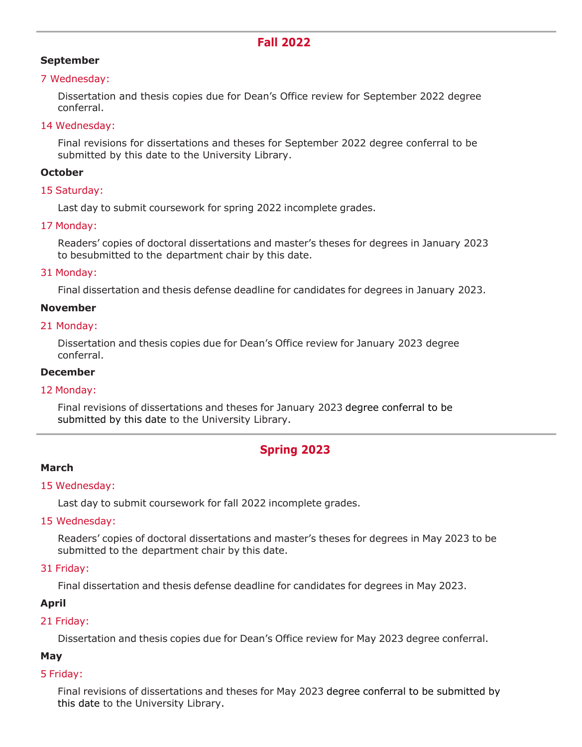## Fall 2022

### September

7 Wednesday:

Dissertation and thesis copies due for Dean's Office review for September 2022 degree conferral.

14 Wednesday:

Final revisions for dissertations and theses for September 2022 degree conferral to be submitted by this date to the University Library.

### October

15 Saturday:

Last day to submit coursework for spring 2022 incomplete grades.

17 Monday:

Readers' copies of doctoral dissertations and master's theses for degrees in January 2023 to besubmitted to the department chair by this date.

31 Monday:

Final dissertation and thesis defense deadline for candidates for degrees in January 2023.

### November

21 Monday:

Dissertation and thesis copies due for Dean's Office review for January 2023 degree conferral.

### December

12 Monday:

Final revisions of dissertations and theses for January 2023 degree conferral to be submitted by this date to the University Library.

## Spring 2023

### March

15 Wednesday:

Last day to submit coursework for fall 2022 incomplete grades.

15 Wednesday:

Readers' copies of doctoral dissertations and master's theses for degrees in May 2023 to be submitted to the department chair by this date.

31 Friday:

Final dissertation and thesis defense deadline for candidates for degrees in May 2023.

### April

21 Friday:

Dissertation and thesis copies due for Dean's Office review for May 2023 degree conferral.

### May

5 Friday:

Final revisions of dissertations and theses for May 2023 degree conferral to be submitted by this date to the University Library.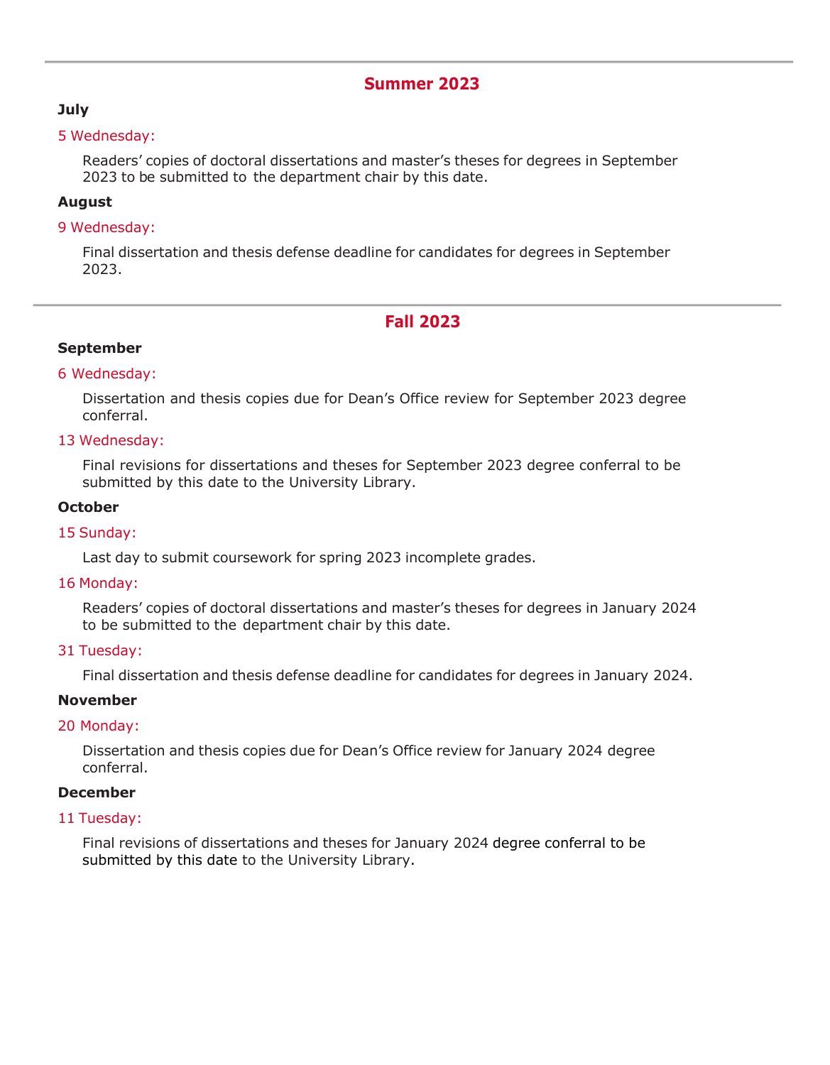## Summer 2023

**July**

5 Wednesday:

Readers' copies of doctoral dissertations and master's theses for degrees in September 2023 to be submitted to the department chair by this date.

**August**

9 Wednesday:

Final dissertation and thesis defense deadline for candidates for degrees in September 2023.

## Fall 2023

**September**

6 Wednesday:

Dissertation and thesis copies due for Dean's Office review for September 2023 degree conferral.

13 Wednesday:

Final revisions for dissertations and theses for September 2023 degree conferral to be submitted by this date to the University Library.

**October**

15 Sunday:

Last day to submit coursework for spring 2023 incomplete grades.

16 Monday:

Readers' copies of doctoral dissertations and master's theses for degrees in January 2024 to be submitted to the department chair by this date.

31 Tuesday:

Final dissertation and thesis defense deadline for candidates for degrees in January 2024.

**November**

20 Monday:

Dissertation and thesis copies due for Dean's Office review for January 2024 degree conferral.

**December**

11 Tuesday:

Final revisions of dissertations and theses for January 2024 degree conferral to be submitted by this date to the University Library.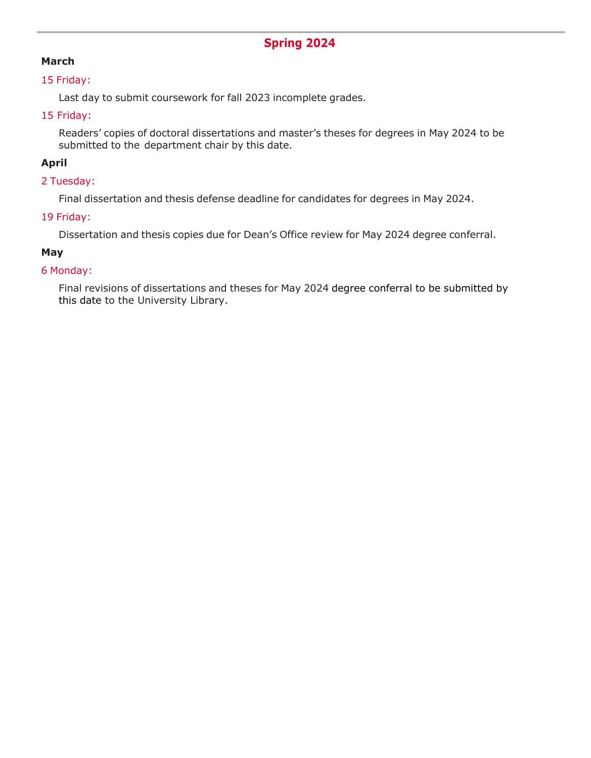## Spring 2024

### March

15 Friday:

Last day to submit coursework for fall 2023 incomplete grades.

15 Friday:

Readers' copies of doctoral dissertations and master's theses for degrees in May 2024 to be submitted to the department chair by this date.

### April

2 Tuesday:

Final dissertation and thesis defense deadline for candidates for degrees in May 2024.

19 Friday:

Dissertation and thesis copies due for Dean's Office review for May 2024 degree conferral.

### May

6 Monday:

Final revisions of dissertations and theses for May 2024 degree conferral to be submitted by this date to the University Library.